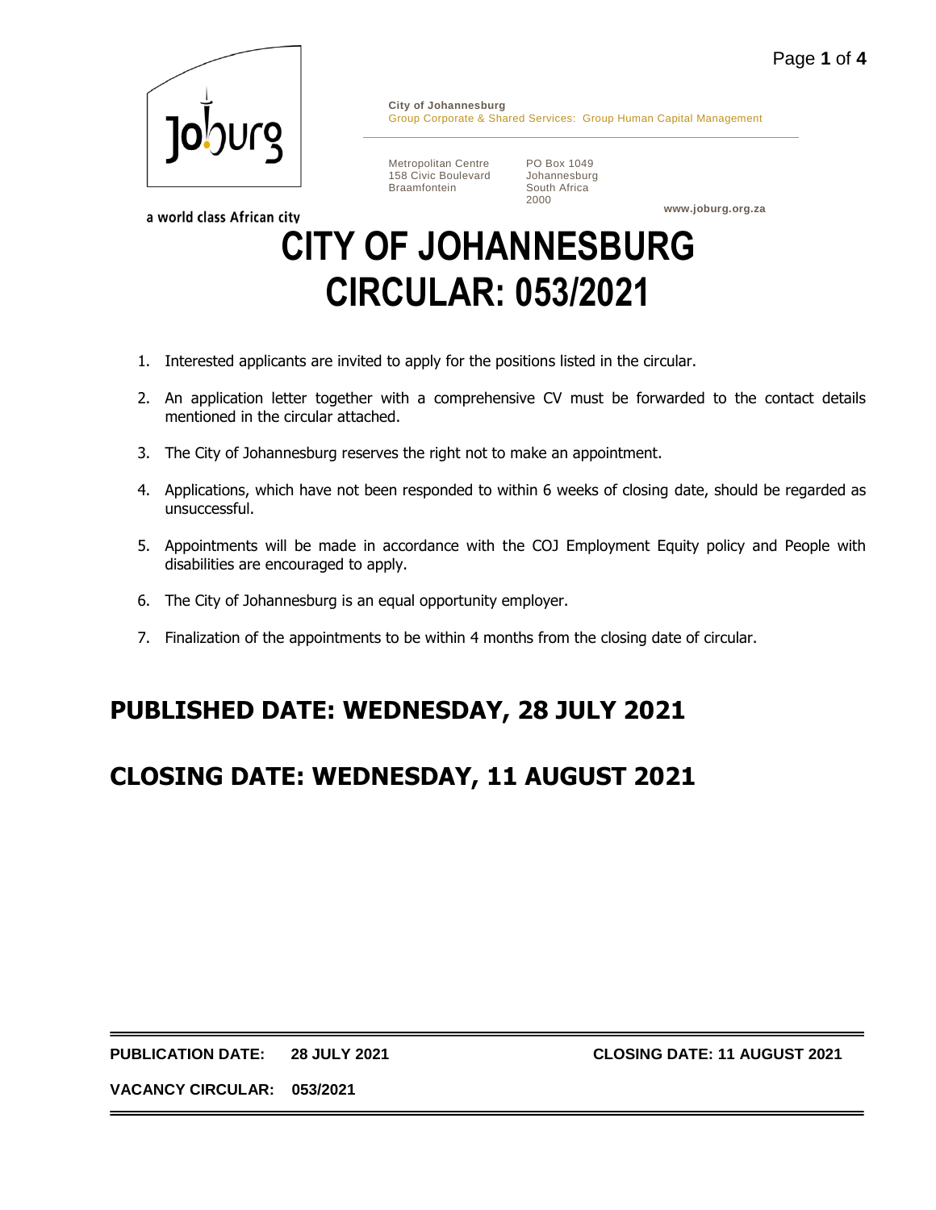**City of Johannesburg**
Group Corporate & Shared Services: Group Human Capital Management

Metropolitan Centre
158 Civic Boulevard
Braamfontein

PO Box 1049
Johannesburg
South Africa
2000

www.joburg.org.za

a world class African city

# CITY OF JOHANNESBURG
# CIRCULAR: 053/2021

1. Interested applicants are invited to apply for the positions listed in the circular.
2. An application letter together with a comprehensive CV must be forwarded to the contact details mentioned in the circular attached.
3. The City of Johannesburg reserves the right not to make an appointment.
4. Applications, which have not been responded to within 6 weeks of closing date, should be regarded as unsuccessful.
5. Appointments will be made in accordance with the COJ Employment Equity policy and People with disabilities are encouraged to apply.
6. The City of Johannesburg is an equal opportunity employer.
7. Finalization of the appointments to be within 4 months from the closing date of circular.

## PUBLISHED DATE: WEDNESDAY, 28 JULY 2021

## CLOSING DATE: WEDNESDAY, 11 AUGUST 2021

**PUBLICATION DATE: 28 JULY 2021** **CLOSING DATE: 11 AUGUST 2021**

**VACANCY CIRCULAR: 053/2021**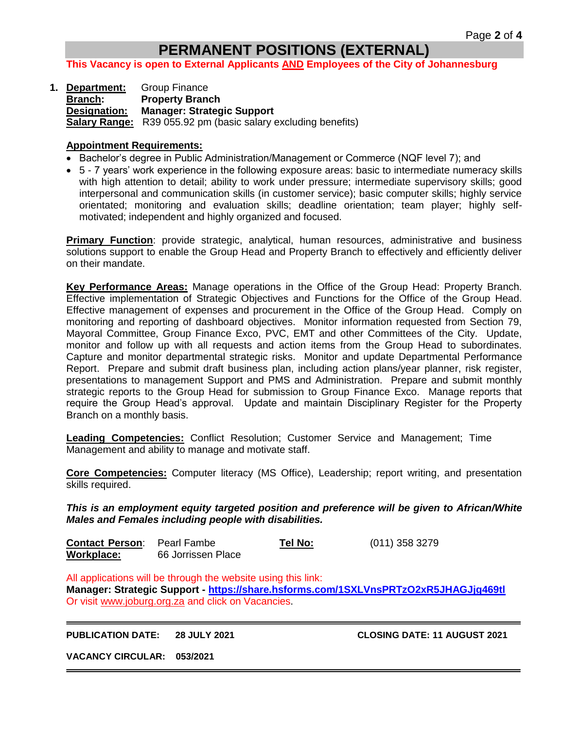# PERMANENT POSITIONS (EXTERNAL)

**This Vacancy is open to External Applicants AND Employees of the City of Johannesburg**

1. **Department:** Group Finance
   **Branch:** **Property Branch**
   **Designation:** **Manager: Strategic Support**
   **Salary Range:** R39 055.92 pm (basic salary excluding benefits)

   **Appointment Requirements:**

   - Bachelor's degree in Public Administration/Management or Commerce (NQF level 7); and
   - 5 - 7 years' work experience in the following exposure areas: basic to intermediate numeracy skills with high attention to detail; ability to work under pressure; intermediate supervisory skills; good interpersonal and communication skills (in customer service); basic computer skills; highly service orientated; monitoring and evaluation skills; deadline orientation; team player; highly self-motivated; independent and highly organized and focused.

   **Primary Function**: provide strategic, analytical, human resources, administrative and business solutions support to enable the Group Head and Property Branch to effectively and efficiently deliver on their mandate.

   **Key Performance Areas:** Manage operations in the Office of the Group Head: Property Branch. Effective implementation of Strategic Objectives and Functions for the Office of the Group Head. Effective management of expenses and procurement in the Office of the Group Head. Comply on monitoring and reporting of dashboard objectives. Monitor information requested from Section 79, Mayoral Committee, Group Finance Exco, PVC, EMT and other Committees of the City. Update, monitor and follow up with all requests and action items from the Group Head to subordinates. Capture and monitor departmental strategic risks. Monitor and update Departmental Performance Report. Prepare and submit draft business plan, including action plans/year planner, risk register, presentations to management Support and PMS and Administration. Prepare and submit monthly strategic reports to the Group Head for submission to Group Finance Exco. Manage reports that require the Group Head's approval. Update and maintain Disciplinary Register for the Property Branch on a monthly basis.

   **Leading Competencies:** Conflict Resolution; Customer Service and Management; Time Management and ability to manage and motivate staff.

   **Core Competencies:** Computer literacy (MS Office), Leadership; report writing, and presentation skills required.

   ***This is an employment equity targeted position and preference will be given to African/White Males and Females including people with disabilities.***

   **Contact Person**: Pearl Fambe **Tel No:** (011) 358 3279
   **Workplace:** 66 Jorrissen Place

   All applications will be through the website using this link:
   **Manager: Strategic Support - https://share.hsforms.com/1SXLVnsPRTzO2xR5JHAGJjg469tl**
   Or visit www.joburg.org.za and click on Vacancies.

---

**PUBLICATION DATE: 28 JULY 2021** **CLOSING DATE: 11 AUGUST 2021**

**VACANCY CIRCULAR: 053/2021**

---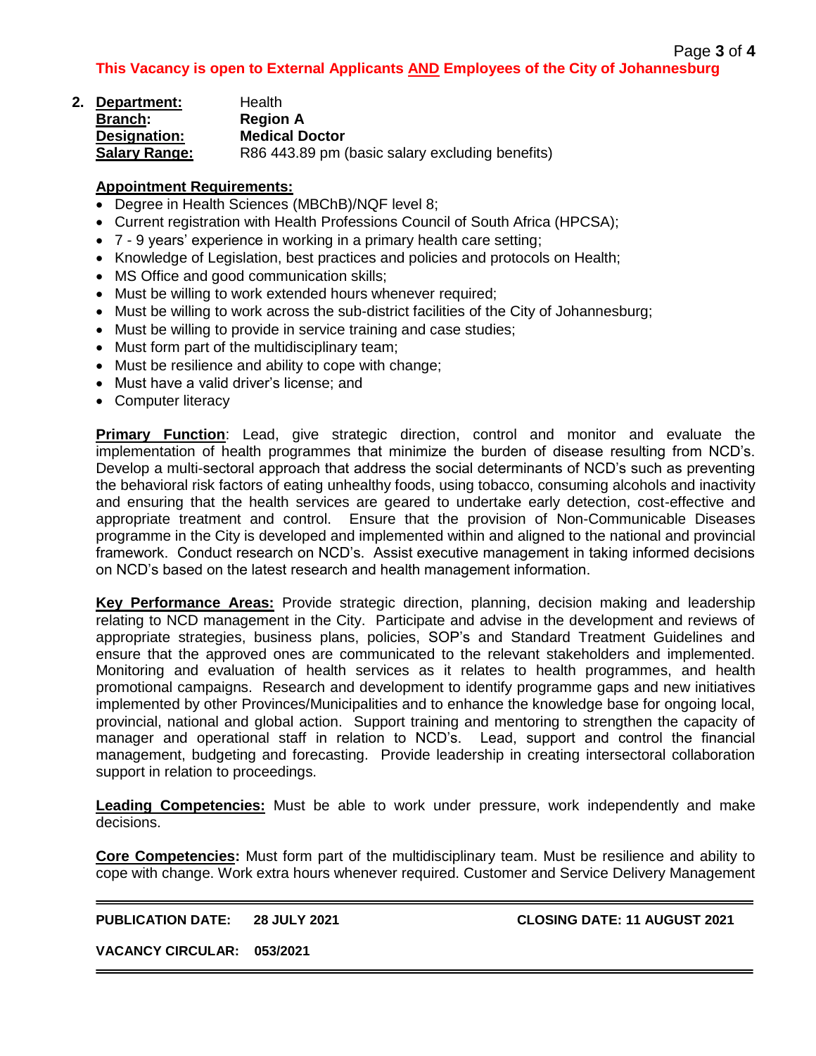**This Vacancy is open to External Applicants AND Employees of the City of Johannesburg**

2. **Department:** Health
   **Branch:** **Region A**
   **Designation:** **Medical Doctor**
   **Salary Range:** R86 443.89 pm (basic salary excluding benefits)

**Appointment Requirements:**

- Degree in Health Sciences (MBChB)/NQF level 8;
- Current registration with Health Professions Council of South Africa (HPCSA);
- 7 - 9 years' experience in working in a primary health care setting;
- Knowledge of Legislation, best practices and policies and protocols on Health;
- MS Office and good communication skills;
- Must be willing to work extended hours whenever required;
- Must be willing to work across the sub-district facilities of the City of Johannesburg;
- Must be willing to provide in service training and case studies;
- Must form part of the multidisciplinary team;
- Must be resilience and ability to cope with change;
- Must have a valid driver's license; and
- Computer literacy

**Primary Function**: Lead, give strategic direction, control and monitor and evaluate the implementation of health programmes that minimize the burden of disease resulting from NCD's. Develop a multi-sectoral approach that address the social determinants of NCD's such as preventing the behavioral risk factors of eating unhealthy foods, using tobacco, consuming alcohols and inactivity and ensuring that the health services are geared to undertake early detection, cost-effective and appropriate treatment and control. Ensure that the provision of Non-Communicable Diseases programme in the City is developed and implemented within and aligned to the national and provincial framework. Conduct research on NCD's. Assist executive management in taking informed decisions on NCD's based on the latest research and health management information.

**Key Performance Areas:** Provide strategic direction, planning, decision making and leadership relating to NCD management in the City. Participate and advise in the development and reviews of appropriate strategies, business plans, policies, SOP's and Standard Treatment Guidelines and ensure that the approved ones are communicated to the relevant stakeholders and implemented. Monitoring and evaluation of health services as it relates to health programmes, and health promotional campaigns. Research and development to identify programme gaps and new initiatives implemented by other Provinces/Municipalities and to enhance the knowledge base for ongoing local, provincial, national and global action. Support training and mentoring to strengthen the capacity of manager and operational staff in relation to NCD's. Lead, support and control the financial management, budgeting and forecasting. Provide leadership in creating intersectoral collaboration support in relation to proceedings.

**Leading Competencies:** Must be able to work under pressure, work independently and make decisions.

**Core Competencies:** Must form part of the multidisciplinary team. Must be resilience and ability to cope with change. Work extra hours whenever required. Customer and Service Delivery Management

**PUBLICATION DATE: 28 JULY 2021** **CLOSING DATE: 11 AUGUST 2021**

**VACANCY CIRCULAR: 053/2021**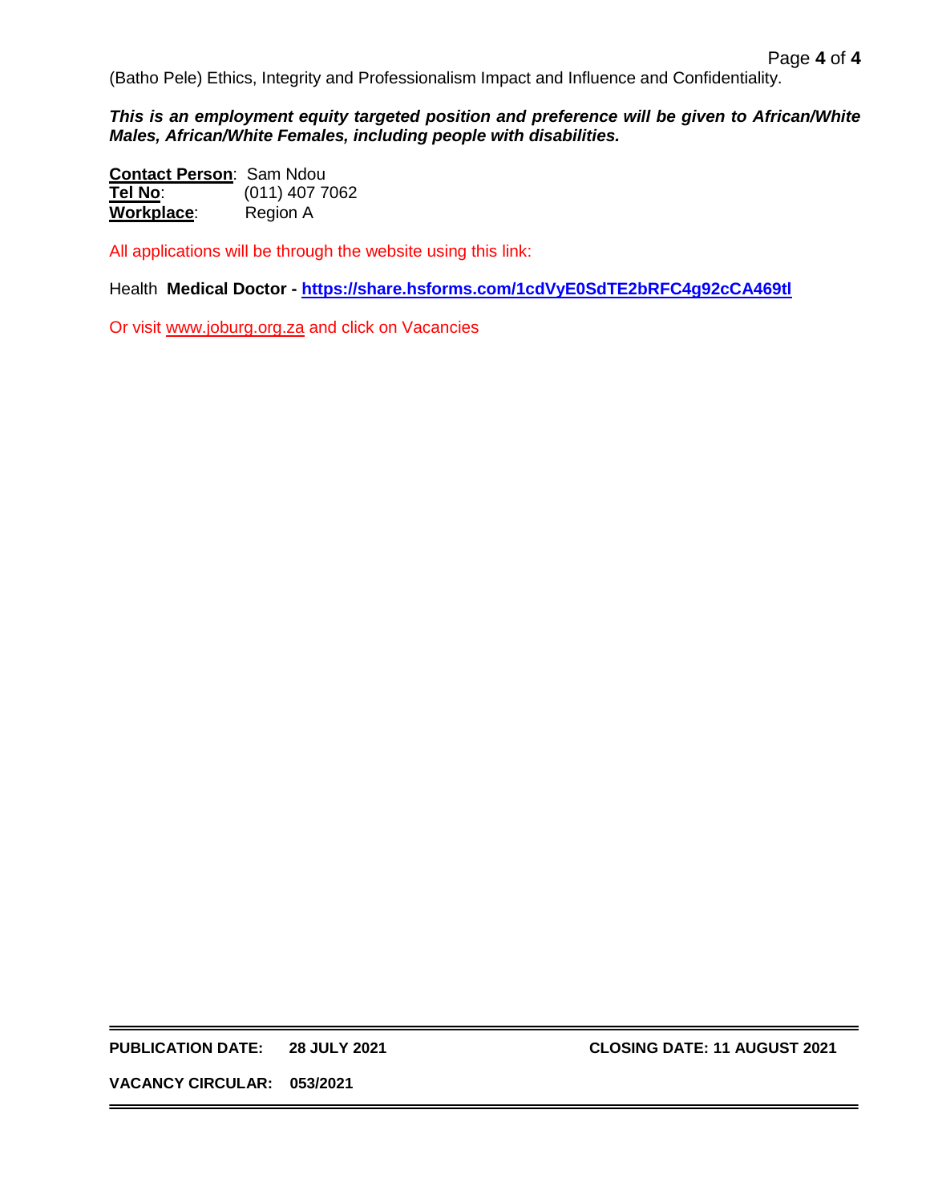(Batho Pele) Ethics, Integrity and Professionalism Impact and Influence and Confidentiality.

***This is an employment equity targeted position and preference will be given to African/White Males, African/White Females, including people with disabilities.***

**Contact Person**: Sam Ndou
**Tel No**: (011) 407 7062
**Workplace**: Region A

All applications will be through the website using this link:

Health **Medical Doctor - [https://share.hsforms.com/1cdVyE0SdTE2bRFC4g92cCA469tl](https://share.hsforms.com/1cdVyE0SdTE2bRFC4g92cCA469tl)**

Or visit [www.joburg.org.za](http://www.joburg.org.za) and click on Vacancies

---

**PUBLICATION DATE: 28 JULY 2021** **CLOSING DATE: 11 AUGUST 2021**

**VACANCY CIRCULAR: 053/2021**

---